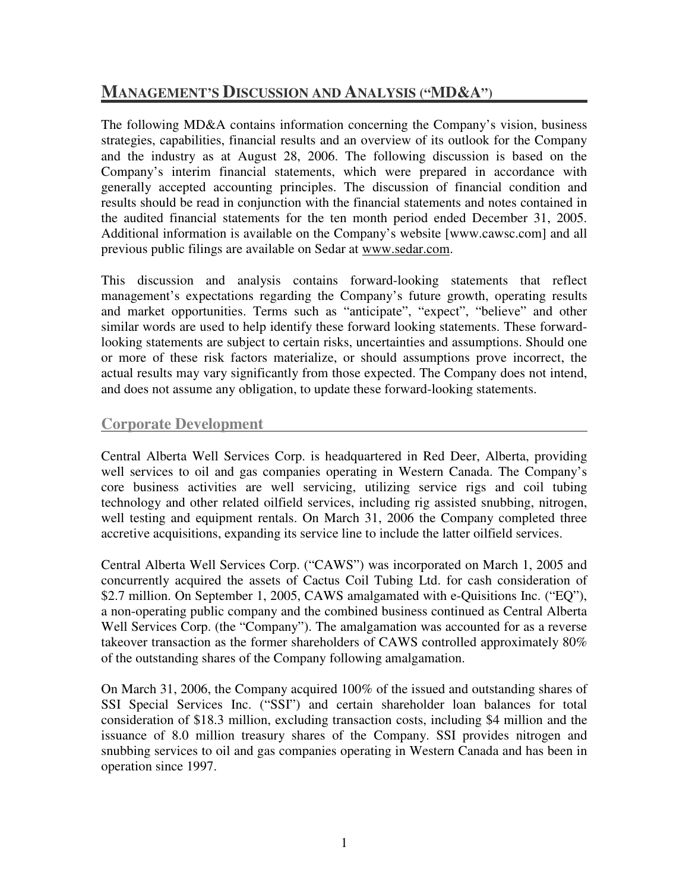# Management's Discussion and Analysis ("MD&A")

The following MD&A contains information concerning the Company's vision, business strategies, capabilities, financial results and an overview of its outlook for the Company and the industry as at August 28, 2006. The following discussion is based on the Company's interim financial statements, which were prepared in accordance with generally accepted accounting principles. The discussion of financial condition and results should be read in conjunction with the financial statements and notes contained in the audited financial statements for the ten month period ended December 31, 2005. Additional information is available on the Company's website [www.cawsc.com] and all previous public filings are available on Sedar at www.sedar.com.

This discussion and analysis contains forward-looking statements that reflect management's expectations regarding the Company's future growth, operating results and market opportunities. Terms such as "anticipate", "expect", "believe" and other similar words are used to help identify these forward looking statements. These forward-looking statements are subject to certain risks, uncertainties and assumptions. Should one or more of these risk factors materialize, or should assumptions prove incorrect, the actual results may vary significantly from those expected. The Company does not intend, and does not assume any obligation, to update these forward-looking statements.

## Corporate Development

Central Alberta Well Services Corp. is headquartered in Red Deer, Alberta, providing well services to oil and gas companies operating in Western Canada. The Company's core business activities are well servicing, utilizing service rigs and coil tubing technology and other related oilfield services, including rig assisted snubbing, nitrogen, well testing and equipment rentals. On March 31, 2006 the Company completed three accretive acquisitions, expanding its service line to include the latter oilfield services.

Central Alberta Well Services Corp. ("CAWS") was incorporated on March 1, 2005 and concurrently acquired the assets of Cactus Coil Tubing Ltd. for cash consideration of $2.7 million. On September 1, 2005, CAWS amalgamated with e-Quisitions Inc. ("EQ"), a non-operating public company and the combined business continued as Central Alberta Well Services Corp. (the "Company"). The amalgamation was accounted for as a reverse takeover transaction as the former shareholders of CAWS controlled approximately 80% of the outstanding shares of the Company following amalgamation.

On March 31, 2006, the Company acquired 100% of the issued and outstanding shares of SSI Special Services Inc. ("SSI") and certain shareholder loan balances for total consideration of $18.3 million, excluding transaction costs, including $4 million and the issuance of 8.0 million treasury shares of the Company. SSI provides nitrogen and snubbing services to oil and gas companies operating in Western Canada and has been in operation since 1997.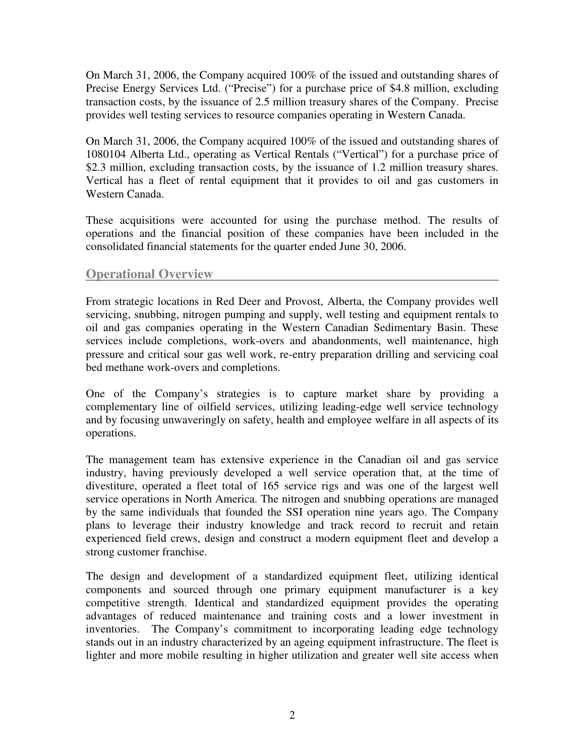On March 31, 2006, the Company acquired 100% of the issued and outstanding shares of Precise Energy Services Ltd. ("Precise") for a purchase price of $4.8 million, excluding transaction costs, by the issuance of 2.5 million treasury shares of the Company. Precise provides well testing services to resource companies operating in Western Canada.

On March 31, 2006, the Company acquired 100% of the issued and outstanding shares of 1080104 Alberta Ltd., operating as Vertical Rentals ("Vertical") for a purchase price of $2.3 million, excluding transaction costs, by the issuance of 1.2 million treasury shares. Vertical has a fleet of rental equipment that it provides to oil and gas customers in Western Canada.

These acquisitions were accounted for using the purchase method. The results of operations and the financial position of these companies have been included in the consolidated financial statements for the quarter ended June 30, 2006.

## Operational Overview

From strategic locations in Red Deer and Provost, Alberta, the Company provides well servicing, snubbing, nitrogen pumping and supply, well testing and equipment rentals to oil and gas companies operating in the Western Canadian Sedimentary Basin. These services include completions, work-overs and abandonments, well maintenance, high pressure and critical sour gas well work, re-entry preparation drilling and servicing coal bed methane work-overs and completions.

One of the Company's strategies is to capture market share by providing a complementary line of oilfield services, utilizing leading-edge well service technology and by focusing unwaveringly on safety, health and employee welfare in all aspects of its operations.

The management team has extensive experience in the Canadian oil and gas service industry, having previously developed a well service operation that, at the time of divestiture, operated a fleet total of 165 service rigs and was one of the largest well service operations in North America. The nitrogen and snubbing operations are managed by the same individuals that founded the SSI operation nine years ago. The Company plans to leverage their industry knowledge and track record to recruit and retain experienced field crews, design and construct a modern equipment fleet and develop a strong customer franchise.

The design and development of a standardized equipment fleet, utilizing identical components and sourced through one primary equipment manufacturer is a key competitive strength. Identical and standardized equipment provides the operating advantages of reduced maintenance and training costs and a lower investment in inventories. The Company's commitment to incorporating leading edge technology stands out in an industry characterized by an ageing equipment infrastructure. The fleet is lighter and more mobile resulting in higher utilization and greater well site access when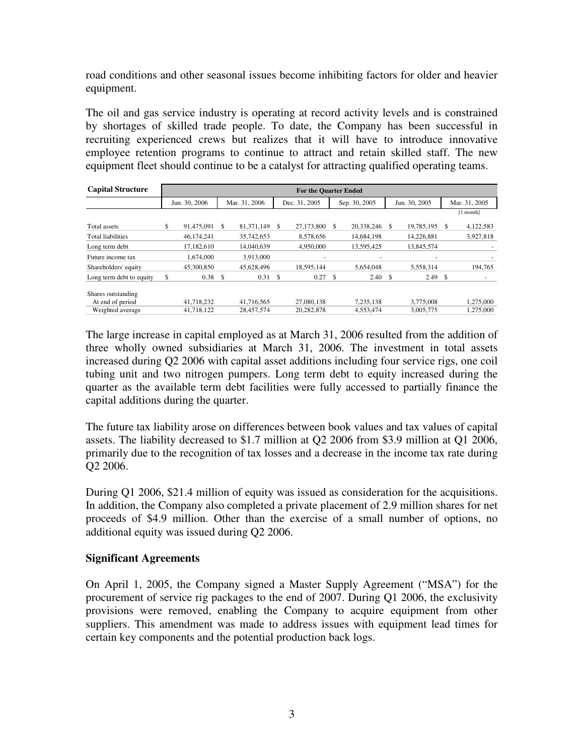road conditions and other seasonal issues become inhibiting factors for older and heavier equipment.

The oil and gas service industry is operating at record activity levels and is constrained by shortages of skilled trade people. To date, the Company has been successful in recruiting experienced crews but realizes that it will have to introduce innovative employee retention programs to continue to attract and retain skilled staff. The new equipment fleet should continue to be a catalyst for attracting qualified operating teams.

| Capital Structure | For the Quarter Ended | | | | | |
|---|---|---|---|---|---|---|
| | Jun. 30, 2006 | Mar. 31, 2006 | Dec. 31, 2005 | Sep. 30, 2005 | Jun. 30, 2005 | Mar. 31, 2005 |
| | | | | | | [1 month] |
| Total assets | $ 91,475,091 | $ 81,371,149 | $ 27,173,800 | $ 20,338,246 | $ 19,785,195 | $ 4,122,583 |
| Total liabilities | 46,174,241 | 35,742,653 | 8,578,656 | 14,684,198 | 14,226,881 | 3,927,818 |
| Long term debt | 17,182,610 | 14,040,639 | 4,950,000 | 13,595,425 | 13,845,574 | - |
| Future income tax | 1,674,000 | 3,913,000 | - | - | - | - |
| Shareholders' equity | 45,300,850 | 45,628,496 | 18,595,144 | 5,654,048 | 5,558,314 | 194,765 |
| Long term debt to equity | $ 0.38 | $ 0.31 | $ 0.27 | $ 2.40 | $ 2.49 | $ - |
| Shares outstanding | | | | | | |
| At end of period | 41,718,232 | 41,716,565 | 27,080,138 | 7,235,138 | 3,775,008 | 1,275,000 |
| Weighted average | 41,718,122 | 28,457,574 | 20,282,878 | 4,553,474 | 3,005,775 | 1,275,000 |

The large increase in capital employed as at March 31, 2006 resulted from the addition of three wholly owned subsidiaries at March 31, 2006. The investment in total assets increased during Q2 2006 with capital asset additions including four service rigs, one coil tubing unit and two nitrogen pumpers. Long term debt to equity increased during the quarter as the available term debt facilities were fully accessed to partially finance the capital additions during the quarter.

The future tax liability arose on differences between book values and tax values of capital assets. The liability decreased to $1.7 million at Q2 2006 from $3.9 million at Q1 2006, primarily due to the recognition of tax losses and a decrease in the income tax rate during Q2 2006.

During Q1 2006, $21.4 million of equity was issued as consideration for the acquisitions. In addition, the Company also completed a private placement of 2.9 million shares for net proceeds of $4.9 million. Other than the exercise of a small number of options, no additional equity was issued during Q2 2006.

## Significant Agreements

On April 1, 2005, the Company signed a Master Supply Agreement ("MSA") for the procurement of service rig packages to the end of 2007. During Q1 2006, the exclusivity provisions were removed, enabling the Company to acquire equipment from other suppliers. This amendment was made to address issues with equipment lead times for certain key components and the potential production back logs.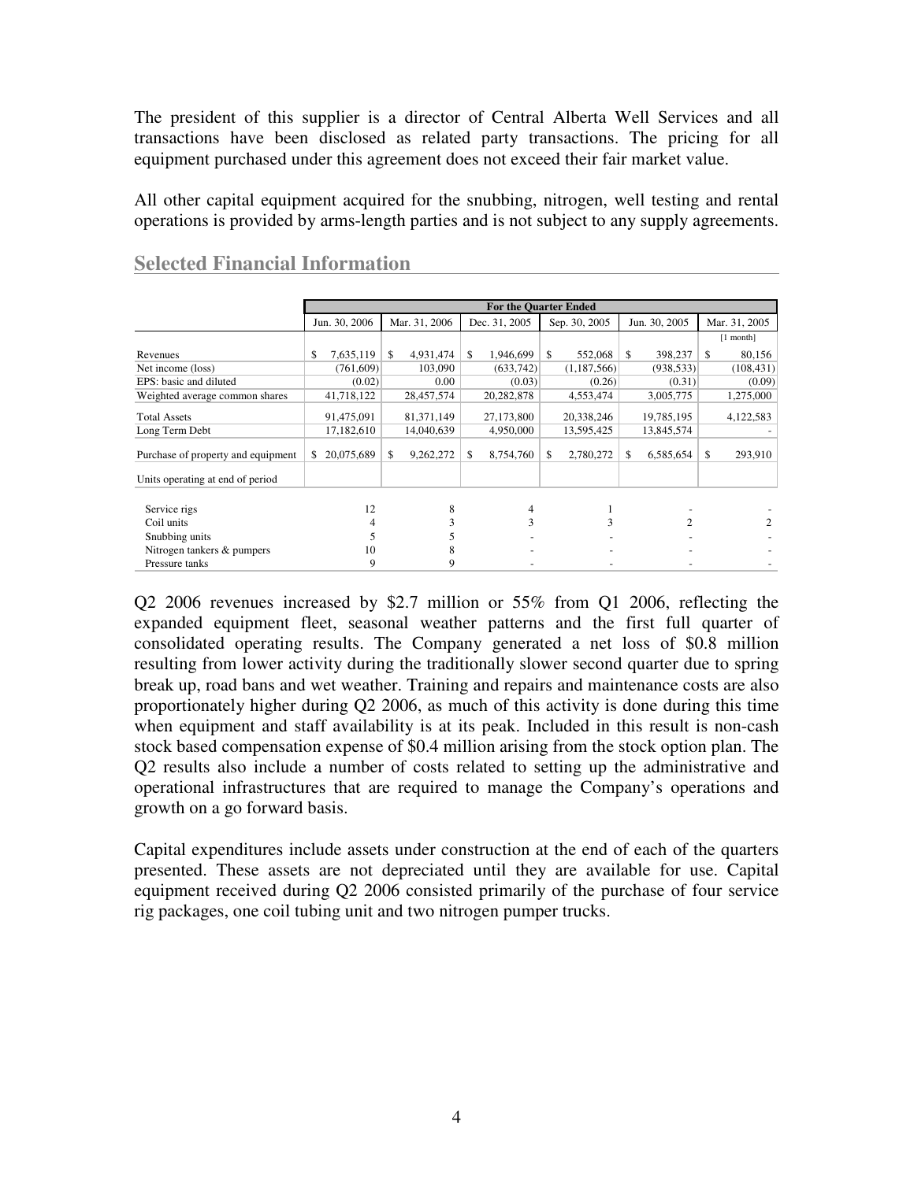The president of this supplier is a director of Central Alberta Well Services and all transactions have been disclosed as related party transactions. The pricing for all equipment purchased under this agreement does not exceed their fair market value.

All other capital equipment acquired for the snubbing, nitrogen, well testing and rental operations is provided by arms-length parties and is not subject to any supply agreements.

## Selected Financial Information

| | For the Quarter Ended | | | | | |
|---|---|---|---|---|---|---|
| | Jun. 30, 2006 | Mar. 31, 2006 | Dec. 31, 2005 | Sep. 30, 2005 | Jun. 30, 2005 | Mar. 31, 2005 |
| | | | | | | [1 month] |
| Revenues | $ 7,635,119 | $ 4,931,474 | $ 1,946,699 | $ 552,068 | $ 398,237 | $ 80,156 |
| Net income (loss) | (761,609) | 103,090 | (633,742) | (1,187,566) | (938,533) | (108,431) |
| EPS: basic and diluted | (0.02) | 0.00 | (0.03) | (0.26) | (0.31) | (0.09) |
| Weighted average common shares | 41,718,122 | 28,457,574 | 20,282,878 | 4,553,474 | 3,005,775 | 1,275,000 |
| Total Assets | 91,475,091 | 81,371,149 | 27,173,800 | 20,338,246 | 19,785,195 | 4,122,583 |
| Long Term Debt | 17,182,610 | 14,040,639 | 4,950,000 | 13,595,425 | 13,845,574 | - |
| Purchase of property and equipment | $ 20,075,689 | $ 9,262,272 | $ 8,754,760 | $ 2,780,272 | $ 6,585,654 | $ 293,910 |
| Units operating at end of period | | | | | | |
| Service rigs | 12 | 8 | 4 | 1 | - | - |
| Coil units | 4 | 3 | 3 | 3 | 2 | 2 |
| Snubbing units | 5 | 5 | - | - | - | - |
| Nitrogen tankers & pumpers | 10 | 8 | - | - | - | - |
| Pressure tanks | 9 | 9 | - | - | - | - |

Q2 2006 revenues increased by $2.7 million or 55% from Q1 2006, reflecting the expanded equipment fleet, seasonal weather patterns and the first full quarter of consolidated operating results. The Company generated a net loss of $0.8 million resulting from lower activity during the traditionally slower second quarter due to spring break up, road bans and wet weather. Training and repairs and maintenance costs are also proportionately higher during Q2 2006, as much of this activity is done during this time when equipment and staff availability is at its peak. Included in this result is non-cash stock based compensation expense of $0.4 million arising from the stock option plan. The Q2 results also include a number of costs related to setting up the administrative and operational infrastructures that are required to manage the Company's operations and growth on a go forward basis.

Capital expenditures include assets under construction at the end of each of the quarters presented. These assets are not depreciated until they are available for use. Capital equipment received during Q2 2006 consisted primarily of the purchase of four service rig packages, one coil tubing unit and two nitrogen pumper trucks.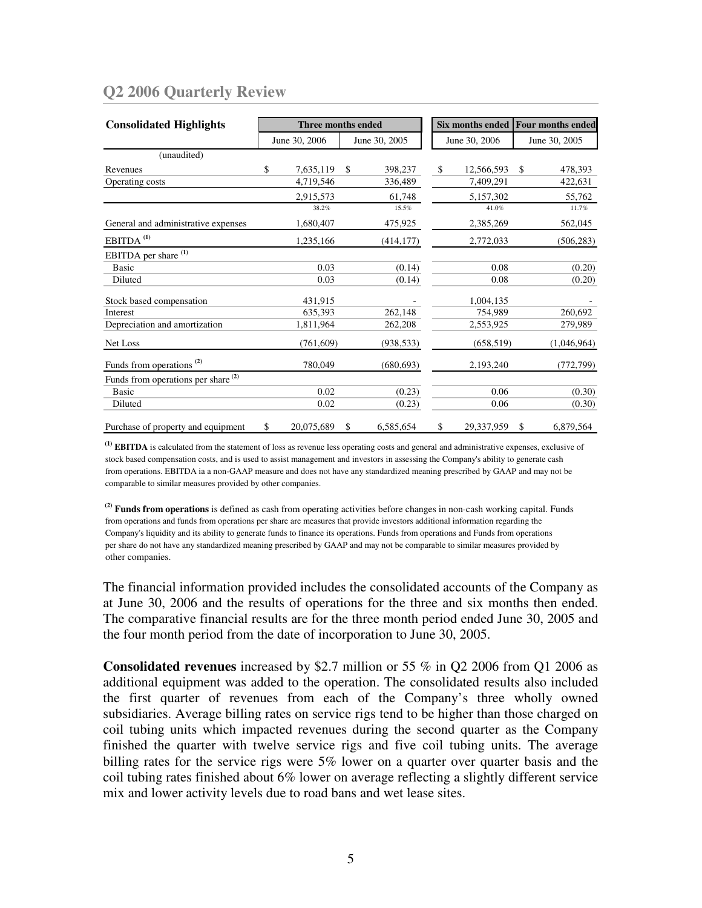## Q2 2006 Quarterly Review

| Consolidated Highlights | Three months ended | | Six months ended | Four months ended |
|---|---|---|---|---|
| | June 30, 2006 | June 30, 2005 | June 30, 2006 | June 30, 2005 |
| (unaudited) | | | | |
| Revenues | $ 7,635,119 | $ 398,237 | $ 12,566,593 | $ 478,393 |
| Operating costs | 4,719,546 | 336,489 | 7,409,291 | 422,631 |
| | 2,915,573 | 61,748 | 5,157,302 | 55,762 |
| | 38.2% | 15.5% | 41.0% | 11.7% |
| General and administrative expenses | 1,680,407 | 475,925 | 2,385,269 | 562,045 |
| EBITDA [(1)] | 1,235,166 | (414,177) | 2,772,033 | (506,283) |
| EBITDA per share [(1)] | | | | |
| Basic | 0.03 | (0.14) | 0.08 | (0.20) |
| Diluted | 0.03 | (0.14) | 0.08 | (0.20) |
| Stock based compensation | 431,915 | - | 1,004,135 | - |
| Interest | 635,393 | 262,148 | 754,989 | 260,692 |
| Depreciation and amortization | 1,811,964 | 262,208 | 2,553,925 | 279,989 |
| Net Loss | (761,609) | (938,533) | (658,519) | (1,046,964) |
| Funds from operations [(2)] | 780,049 | (680,693) | 2,193,240 | (772,799) |
| Funds from operations per share [(2)] | | | | |
| Basic | 0.02 | (0.23) | 0.06 | (0.30) |
| Diluted | 0.02 | (0.23) | 0.06 | (0.30) |
| Purchase of property and equipment | $ 20,075,689 | $ 6,585,654 | $ 29,337,959 | $ 6,879,564 |

[(1)] **EBITDA** is calculated from the statement of loss as revenue less operating costs and general and administrative expenses, exclusive of stock based compensation costs, and is used to assist management and investors in assessing the Company's ability to generate cash from operations. EBITDA ia a non-GAAP measure and does not have any standardized meaning prescribed by GAAP and may not be comparable to similar measures provided by other companies.

[(2)] **Funds from operations** is defined as cash from operating activities before changes in non-cash working capital. Funds from operations and funds from operations per share are measures that provide investors additional information regarding the Company's liquidity and its ability to generate funds to finance its operations. Funds from operations and Funds from operations per share do not have any standardized meaning prescribed by GAAP and may not be comparable to similar measures provided by other companies.

The financial information provided includes the consolidated accounts of the Company as at June 30, 2006 and the results of operations for the three and six months then ended. The comparative financial results are for the three month period ended June 30, 2005 and the four month period from the date of incorporation to June 30, 2005.

**Consolidated revenues** increased by $2.7 million or 55 % in Q2 2006 from Q1 2006 as additional equipment was added to the operation. The consolidated results also included the first quarter of revenues from each of the Company's three wholly owned subsidiaries. Average billing rates on service rigs tend to be higher than those charged on coil tubing units which impacted revenues during the second quarter as the Company finished the quarter with twelve service rigs and five coil tubing units. The average billing rates for the service rigs were 5% lower on a quarter over quarter basis and the coil tubing rates finished about 6% lower on average reflecting a slightly different service mix and lower activity levels due to road bans and wet lease sites.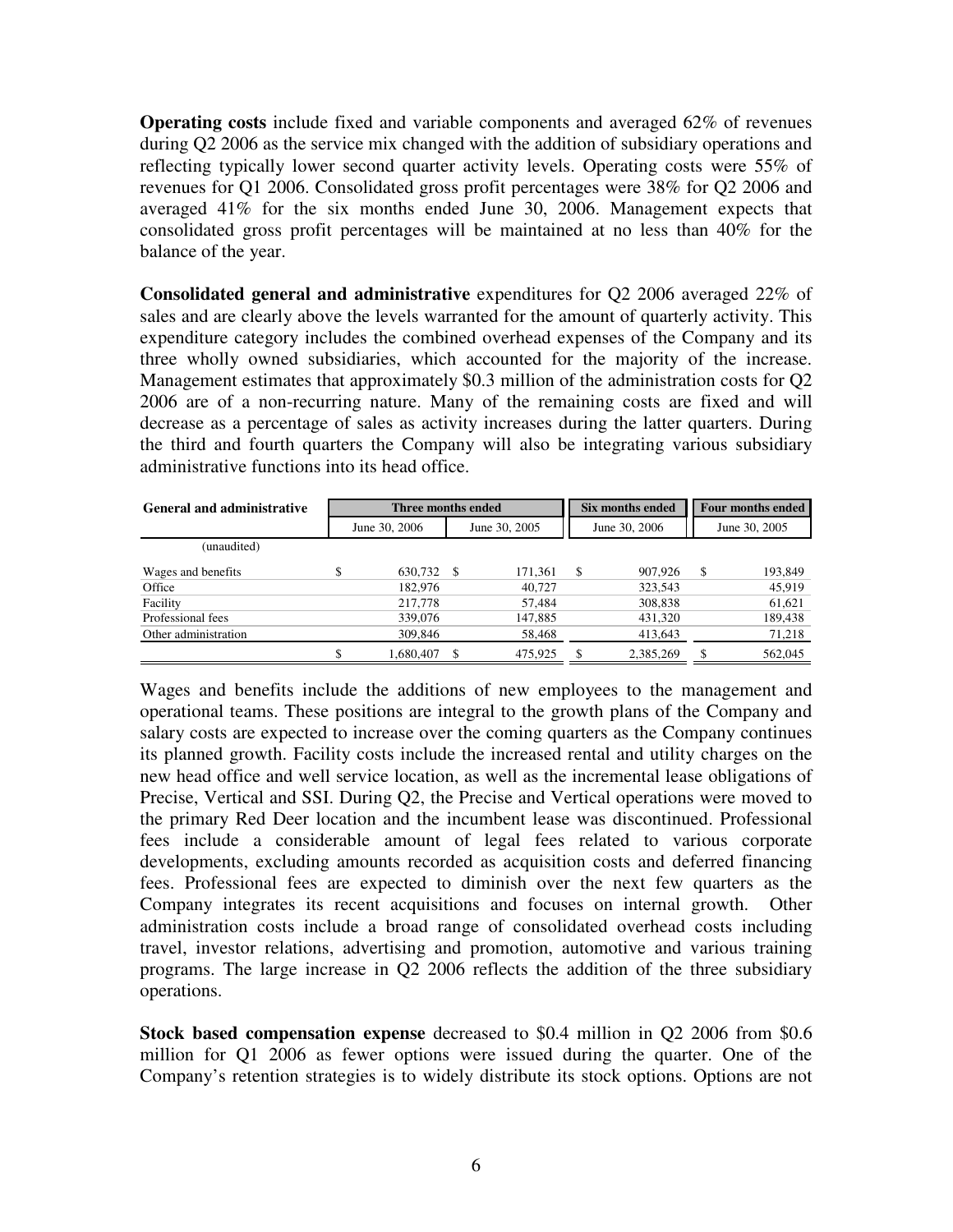**Operating costs** include fixed and variable components and averaged 62% of revenues during Q2 2006 as the service mix changed with the addition of subsidiary operations and reflecting typically lower second quarter activity levels. Operating costs were 55% of revenues for Q1 2006. Consolidated gross profit percentages were 38% for Q2 2006 and averaged 41% for the six months ended June 30, 2006. Management expects that consolidated gross profit percentages will be maintained at no less than 40% for the balance of the year.

**Consolidated general and administrative** expenditures for Q2 2006 averaged 22% of sales and are clearly above the levels warranted for the amount of quarterly activity. This expenditure category includes the combined overhead expenses of the Company and its three wholly owned subsidiaries, which accounted for the majority of the increase. Management estimates that approximately $0.3 million of the administration costs for Q2 2006 are of a non-recurring nature. Many of the remaining costs are fixed and will decrease as a percentage of sales as activity increases during the latter quarters. During the third and fourth quarters the Company will also be integrating various subsidiary administrative functions into its head office.

| **General and administrative** | Three months ended | | Six months ended | Four months ended |
|---|---|---|---|---|
| | June 30, 2006 | June 30, 2005 | June 30, 2006 | June 30, 2005 |
| (unaudited) | | | | |
| Wages and benefits | $ 630,732 | $ 171,361 | $ 907,926 | $ 193,849 |
| Office | 182,976 | 40,727 | 323,543 | 45,919 |
| Facility | 217,778 | 57,484 | 308,838 | 61,621 |
| Professional fees | 339,076 | 147,885 | 431,320 | 189,438 |
| Other administration | 309,846 | 58,468 | 413,643 | 71,218 |
| | $ 1,680,407 | $ 475,925 | $ 2,385,269 | $ 562,045 |

Wages and benefits include the additions of new employees to the management and operational teams. These positions are integral to the growth plans of the Company and salary costs are expected to increase over the coming quarters as the Company continues its planned growth. Facility costs include the increased rental and utility charges on the new head office and well service location, as well as the incremental lease obligations of Precise, Vertical and SSI. During Q2, the Precise and Vertical operations were moved to the primary Red Deer location and the incumbent lease was discontinued. Professional fees include a considerable amount of legal fees related to various corporate developments, excluding amounts recorded as acquisition costs and deferred financing fees. Professional fees are expected to diminish over the next few quarters as the Company integrates its recent acquisitions and focuses on internal growth. Other administration costs include a broad range of consolidated overhead costs including travel, investor relations, advertising and promotion, automotive and various training programs. The large increase in Q2 2006 reflects the addition of the three subsidiary operations.

**Stock based compensation expense** decreased to $0.4 million in Q2 2006 from $0.6 million for Q1 2006 as fewer options were issued during the quarter. One of the Company's retention strategies is to widely distribute its stock options. Options are not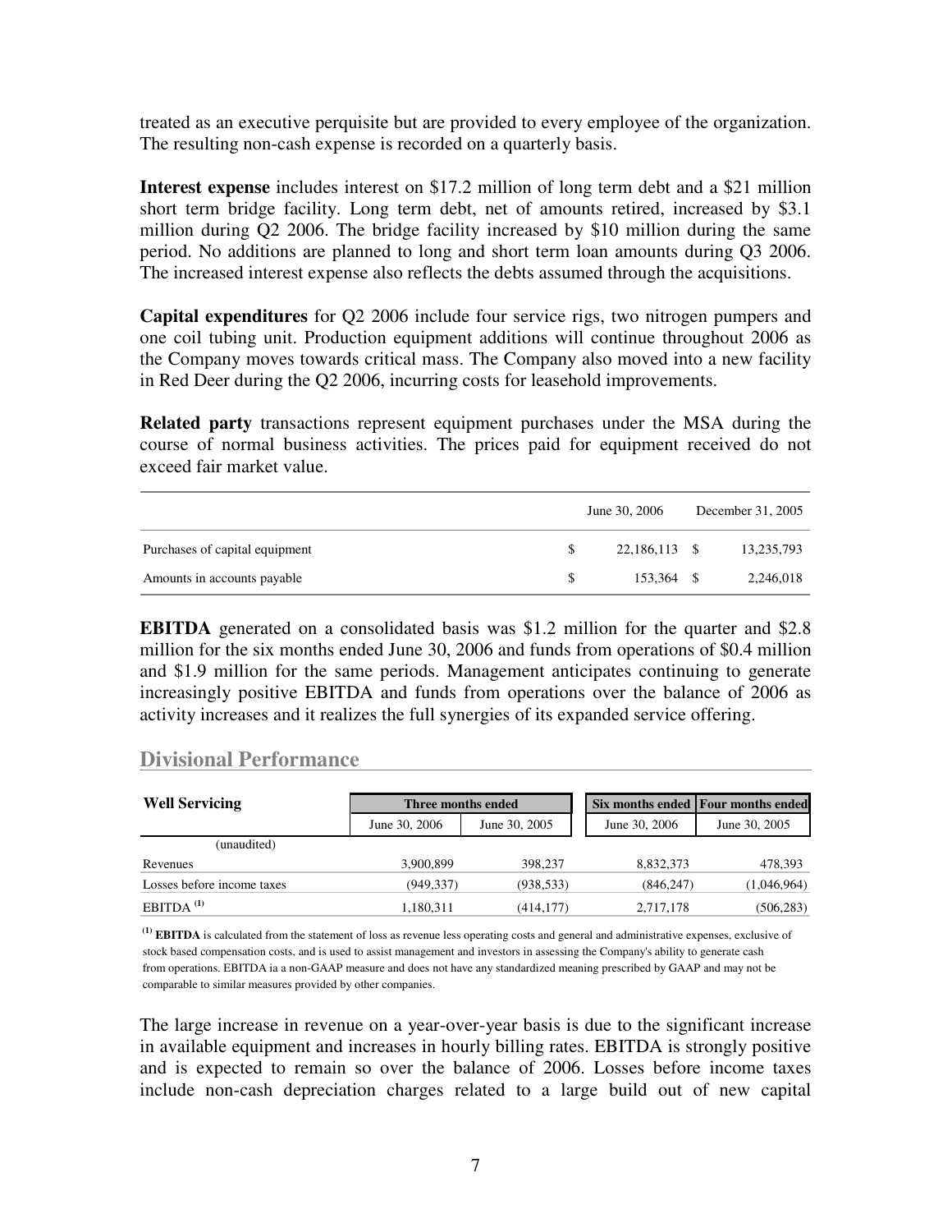treated as an executive perquisite but are provided to every employee of the organization. The resulting non-cash expense is recorded on a quarterly basis.

**Interest expense** includes interest on $17.2 million of long term debt and a $21 million short term bridge facility. Long term debt, net of amounts retired, increased by $3.1 million during Q2 2006. The bridge facility increased by $10 million during the same period. No additions are planned to long and short term loan amounts during Q3 2006. The increased interest expense also reflects the debts assumed through the acquisitions.

**Capital expenditures** for Q2 2006 include four service rigs, two nitrogen pumpers and one coil tubing unit. Production equipment additions will continue throughout 2006 as the Company moves towards critical mass. The Company also moved into a new facility in Red Deer during the Q2 2006, incurring costs for leasehold improvements.

**Related party** transactions represent equipment purchases under the MSA during the course of normal business activities. The prices paid for equipment received do not exceed fair market value.

| | June 30, 2006 | December 31, 2005 |
|---|---|---|
| Purchases of capital equipment | $ 22,186,113 | $ 13,235,793 |
| Amounts in accounts payable | $ 153,364 | $ 2,246,018 |

**EBITDA** generated on a consolidated basis was $1.2 million for the quarter and $2.8 million for the six months ended June 30, 2006 and funds from operations of $0.4 million and $1.9 million for the same periods. Management anticipates continuing to generate increasingly positive EBITDA and funds from operations over the balance of 2006 as activity increases and it realizes the full synergies of its expanded service offering.

## Divisional Performance

| **Well Servicing** | **Three months ended** | | **Six months ended** | **Four months ended** |
|---|---|---|---|---|
| | June 30, 2006 | June 30, 2005 | June 30, 2006 | June 30, 2005 |
| (unaudited) | | | | |
| Revenues | 3,900,899 | 398,237 | 8,832,373 | 478,393 |
| Losses before income taxes | (949,337) | (938,533) | (846,247) | (1,046,964) |
| EBITDA [(1)] | 1,180,311 | (414,177) | 2,717,178 | (506,283) |

[(1)] **EBITDA** is calculated from the statement of loss as revenue less operating costs and general and administrative expenses, exclusive of stock based compensation costs, and is used to assist management and investors in assessing the Company's ability to generate cash from operations. EBITDA ia a non-GAAP measure and does not have any standardized meaning prescribed by GAAP and may not be comparable to similar measures provided by other companies.

The large increase in revenue on a year-over-year basis is due to the significant increase in available equipment and increases in hourly billing rates. EBITDA is strongly positive and is expected to remain so over the balance of 2006. Losses before income taxes include non-cash depreciation charges related to a large build out of new capital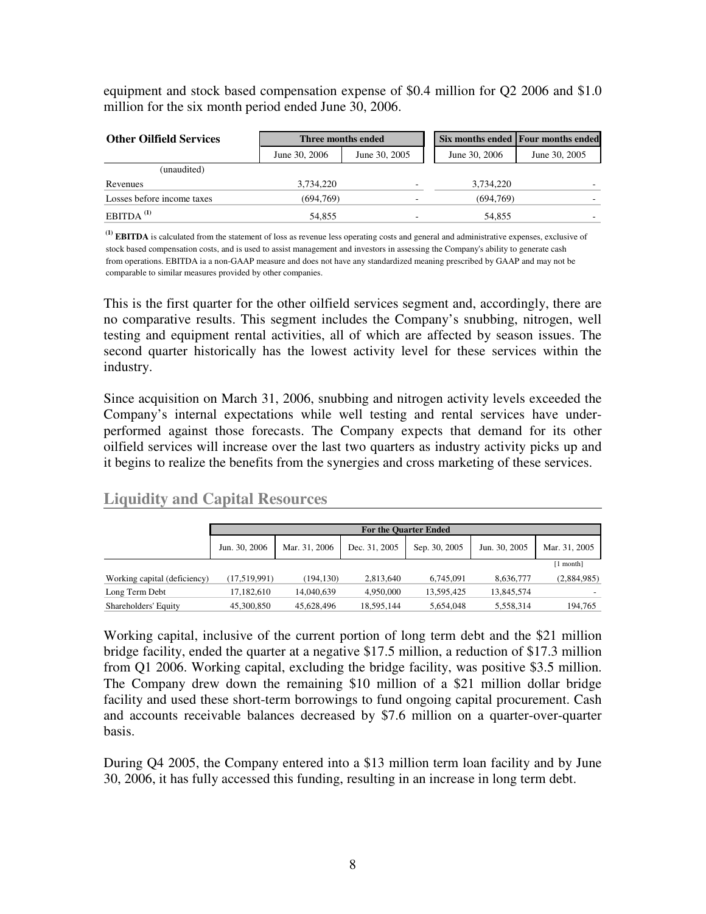equipment and stock based compensation expense of $0.4 million for Q2 2006 and $1.0 million for the six month period ended June 30, 2006.

| **Other Oilfield Services** | **Three months ended** | | **Six months ended** | **Four months ended** |
|---|---|---|---|---|
| | June 30, 2006 | June 30, 2005 | June 30, 2006 | June 30, 2005 |
| (unaudited) | | | | |
| Revenues | 3,734,220 | - | 3,734,220 | - |
| Losses before income taxes | (694,769) | - | (694,769) | - |
| EBITDA [(1)] | 54,855 | - | 54,855 | - |

[(1)] **EBITDA** is calculated from the statement of loss as revenue less operating costs and general and administrative expenses, exclusive of stock based compensation costs, and is used to assist management and investors in assessing the Company's ability to generate cash from operations. EBITDA ia a non-GAAP measure and does not have any standardized meaning prescribed by GAAP and may not be comparable to similar measures provided by other companies.

This is the first quarter for the other oilfield services segment and, accordingly, there are no comparative results. This segment includes the Company's snubbing, nitrogen, well testing and equipment rental activities, all of which are affected by season issues. The second quarter historically has the lowest activity level for these services within the industry.

Since acquisition on March 31, 2006, snubbing and nitrogen activity levels exceeded the Company's internal expectations while well testing and rental services have under-performed against those forecasts. The Company expects that demand for its other oilfield services will increase over the last two quarters as industry activity picks up and it begins to realize the benefits from the synergies and cross marketing of these services.

## Liquidity and Capital Resources

| | **For the Quarter Ended** | | | | | |
|---|---|---|---|---|---|---|
| | Jun. 30, 2006 | Mar. 31, 2006 | Dec. 31, 2005 | Sep. 30, 2005 | Jun. 30, 2005 | Mar. 31, 2005 |
| | | | | | | [1 month] |
| Working capital (deficiency) | (17,519,991) | (194,130) | 2,813,640 | 6,745,091 | 8,636,777 | (2,884,985) |
| Long Term Debt | 17,182,610 | 14,040,639 | 4,950,000 | 13,595,425 | 13,845,574 | - |
| Shareholders' Equity | 45,300,850 | 45,628,496 | 18,595,144 | 5,654,048 | 5,558,314 | 194,765 |

Working capital, inclusive of the current portion of long term debt and the $21 million bridge facility, ended the quarter at a negative $17.5 million, a reduction of $17.3 million from Q1 2006. Working capital, excluding the bridge facility, was positive $3.5 million. The Company drew down the remaining $10 million of a $21 million dollar bridge facility and used these short-term borrowings to fund ongoing capital procurement. Cash and accounts receivable balances decreased by $7.6 million on a quarter-over-quarter basis.

During Q4 2005, the Company entered into a $13 million term loan facility and by June 30, 2006, it has fully accessed this funding, resulting in an increase in long term debt.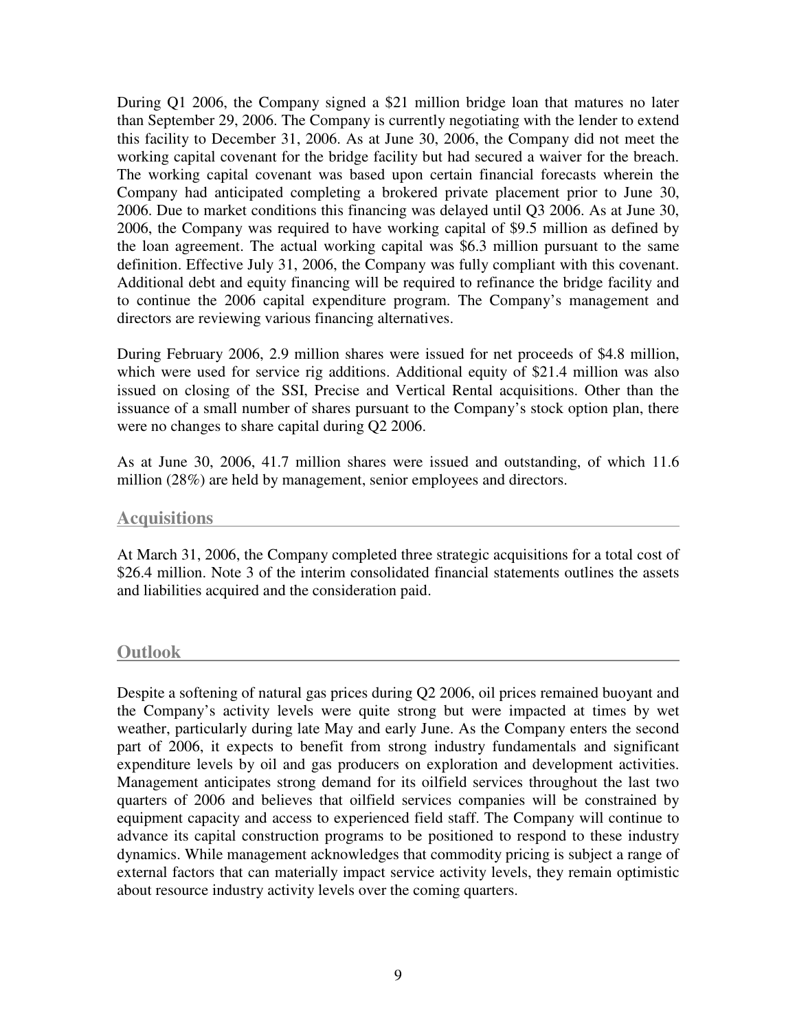During Q1 2006, the Company signed a $21 million bridge loan that matures no later than September 29, 2006. The Company is currently negotiating with the lender to extend this facility to December 31, 2006. As at June 30, 2006, the Company did not meet the working capital covenant for the bridge facility but had secured a waiver for the breach. The working capital covenant was based upon certain financial forecasts wherein the Company had anticipated completing a brokered private placement prior to June 30, 2006. Due to market conditions this financing was delayed until Q3 2006. As at June 30, 2006, the Company was required to have working capital of $9.5 million as defined by the loan agreement. The actual working capital was $6.3 million pursuant to the same definition. Effective July 31, 2006, the Company was fully compliant with this covenant. Additional debt and equity financing will be required to refinance the bridge facility and to continue the 2006 capital expenditure program. The Company's management and directors are reviewing various financing alternatives.

During February 2006, 2.9 million shares were issued for net proceeds of $4.8 million, which were used for service rig additions. Additional equity of $21.4 million was also issued on closing of the SSI, Precise and Vertical Rental acquisitions. Other than the issuance of a small number of shares pursuant to the Company's stock option plan, there were no changes to share capital during Q2 2006.

As at June 30, 2006, 41.7 million shares were issued and outstanding, of which 11.6 million (28%) are held by management, senior employees and directors.

## Acquisitions

At March 31, 2006, the Company completed three strategic acquisitions for a total cost of $26.4 million. Note 3 of the interim consolidated financial statements outlines the assets and liabilities acquired and the consideration paid.

## Outlook

Despite a softening of natural gas prices during Q2 2006, oil prices remained buoyant and the Company's activity levels were quite strong but were impacted at times by wet weather, particularly during late May and early June. As the Company enters the second part of 2006, it expects to benefit from strong industry fundamentals and significant expenditure levels by oil and gas producers on exploration and development activities. Management anticipates strong demand for its oilfield services throughout the last two quarters of 2006 and believes that oilfield services companies will be constrained by equipment capacity and access to experienced field staff. The Company will continue to advance its capital construction programs to be positioned to respond to these industry dynamics. While management acknowledges that commodity pricing is subject a range of external factors that can materially impact service activity levels, they remain optimistic about resource industry activity levels over the coming quarters.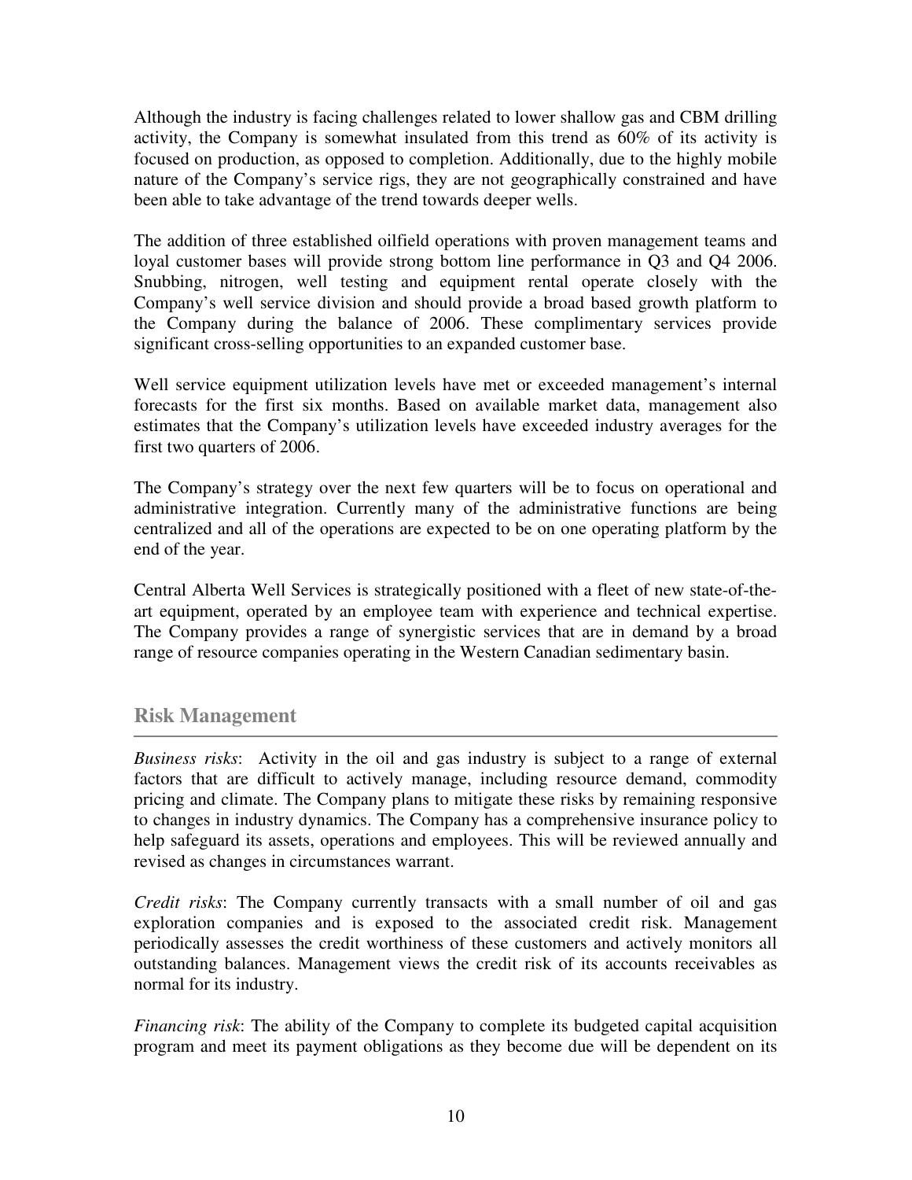Although the industry is facing challenges related to lower shallow gas and CBM drilling activity, the Company is somewhat insulated from this trend as 60% of its activity is focused on production, as opposed to completion. Additionally, due to the highly mobile nature of the Company's service rigs, they are not geographically constrained and have been able to take advantage of the trend towards deeper wells.

The addition of three established oilfield operations with proven management teams and loyal customer bases will provide strong bottom line performance in Q3 and Q4 2006. Snubbing, nitrogen, well testing and equipment rental operate closely with the Company's well service division and should provide a broad based growth platform to the Company during the balance of 2006. These complimentary services provide significant cross-selling opportunities to an expanded customer base.

Well service equipment utilization levels have met or exceeded management's internal forecasts for the first six months. Based on available market data, management also estimates that the Company's utilization levels have exceeded industry averages for the first two quarters of 2006.

The Company's strategy over the next few quarters will be to focus on operational and administrative integration. Currently many of the administrative functions are being centralized and all of the operations are expected to be on one operating platform by the end of the year.

Central Alberta Well Services is strategically positioned with a fleet of new state-of-the-art equipment, operated by an employee team with experience and technical expertise. The Company provides a range of synergistic services that are in demand by a broad range of resource companies operating in the Western Canadian sedimentary basin.

## Risk Management

*Business risks*: Activity in the oil and gas industry is subject to a range of external factors that are difficult to actively manage, including resource demand, commodity pricing and climate. The Company plans to mitigate these risks by remaining responsive to changes in industry dynamics. The Company has a comprehensive insurance policy to help safeguard its assets, operations and employees. This will be reviewed annually and revised as changes in circumstances warrant.

*Credit risks*: The Company currently transacts with a small number of oil and gas exploration companies and is exposed to the associated credit risk. Management periodically assesses the credit worthiness of these customers and actively monitors all outstanding balances. Management views the credit risk of its accounts receivables as normal for its industry.

*Financing risk*: The ability of the Company to complete its budgeted capital acquisition program and meet its payment obligations as they become due will be dependent on its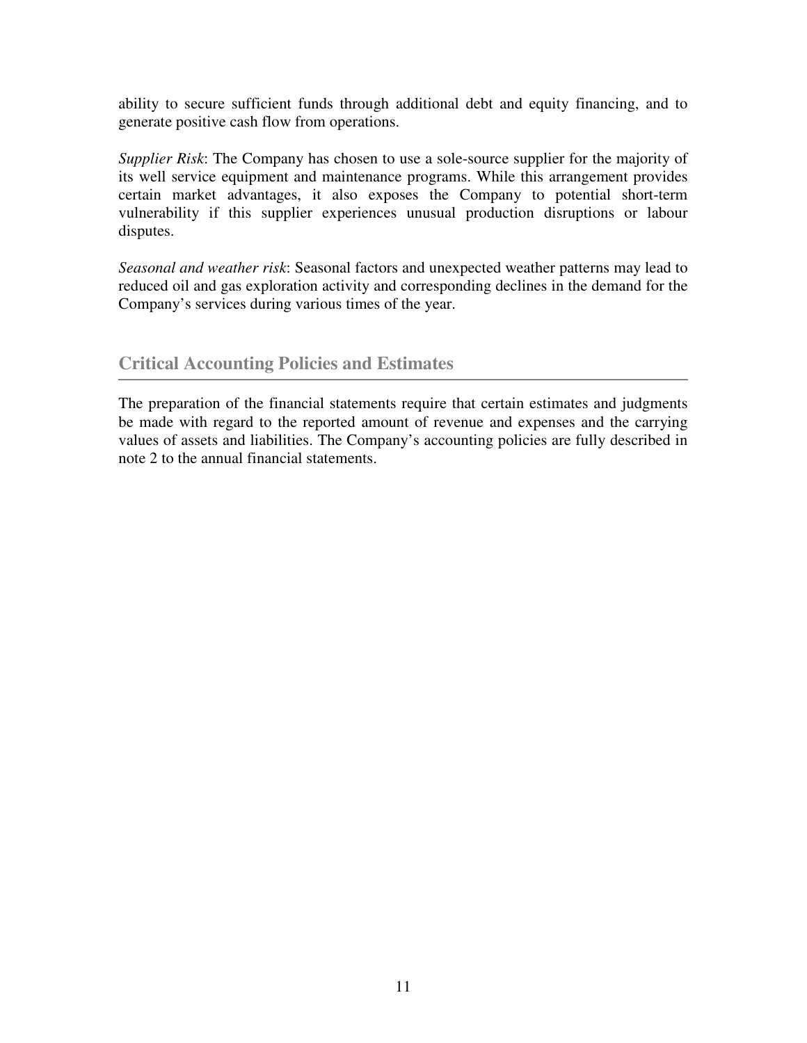ability to secure sufficient funds through additional debt and equity financing, and to generate positive cash flow from operations.

*Supplier Risk*: The Company has chosen to use a sole-source supplier for the majority of its well service equipment and maintenance programs. While this arrangement provides certain market advantages, it also exposes the Company to potential short-term vulnerability if this supplier experiences unusual production disruptions or labour disputes.

*Seasonal and weather risk*: Seasonal factors and unexpected weather patterns may lead to reduced oil and gas exploration activity and corresponding declines in the demand for the Company's services during various times of the year.

## Critical Accounting Policies and Estimates

The preparation of the financial statements require that certain estimates and judgments be made with regard to the reported amount of revenue and expenses and the carrying values of assets and liabilities. The Company's accounting policies are fully described in note 2 to the annual financial statements.